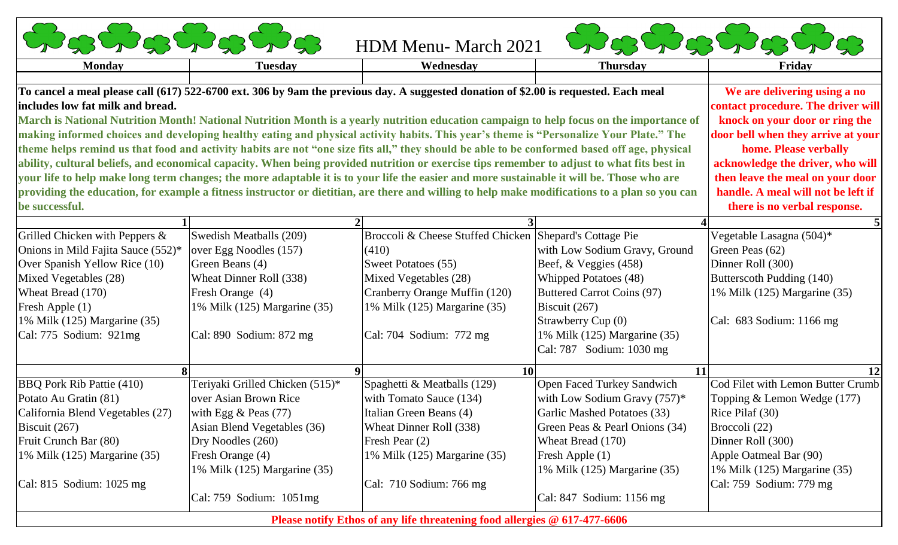# HDM Menu- March 2021

| Monday | Tuesday | Wednesday | Thursday | Friday |
|---|---|---|---|---|
| **To cancel a meal please call (617) 522-6700 ext. 306 by 9am the previous day. A suggested donation of $2.00 is requested. Each meal includes low fat milk and bread.** **March is National Nutrition Month! National Nutrition Month is a yearly nutrition education campaign to help focus on the importance of making informed choices and developing healthy eating and physical activity habits. This year's theme is "Personalize Your Plate." The theme helps remind us that food and activity habits are not "one size fits all," they should be able to be conformed based off age, physical ability, cultural beliefs, and economical capacity. When being provided nutrition or exercise tips remember to adjust to what fits best in your life to help make long term changes; the more adaptable it is to your life the easier and more sustainable it will be. Those who are providing the education, for example a fitness instructor or dietitian, are there and willing to help make modifications to a plan so you can be successful.** | | | | **We are delivering using a no contact procedure. The driver will knock on your door or ring the door bell when they arrive at your home. Please verbally acknowledge the driver, who will then leave the meal on your door handle. A meal will not be left if there is no verbal response.** |
| **1** | **2** | **3** | **4** | **5** |
| Grilled Chicken with Peppers & Onions in Mild Fajita Sauce (552)*<br>Over Spanish Yellow Rice (10)<br>Mixed Vegetables (28)<br>Wheat Bread (170)<br>Fresh Apple (1)<br>1% Milk (125) Margarine (35)<br>Cal: 775 Sodium: 921mg | Swedish Meatballs (209)<br>over Egg Noodles (157)<br>Green Beans (4)<br>Wheat Dinner Roll (338)<br>Fresh Orange (4)<br>1% Milk (125) Margarine (35)<br>Cal: 890 Sodium: 872 mg | Broccoli & Cheese Stuffed Chicken (410)<br>Sweet Potatoes (55)<br>Mixed Vegetables (28)<br>Cranberry Orange Muffin (120)<br>1% Milk (125) Margarine (35)<br>Cal: 704 Sodium: 772 mg | Shepard's Cottage Pie with Low Sodium Gravy, Ground Beef, & Veggies (458)<br>Whipped Potatoes (48)<br>Buttered Carrot Coins (97)<br>Biscuit (267)<br>Strawberry Cup (0)<br>1% Milk (125) Margarine (35)<br>Cal: 787 Sodium: 1030 mg | Vegetable Lasagna (504)*<br>Green Peas (62)<br>Dinner Roll (300)<br>Butterscoth Pudding (140)<br>1% Milk (125) Margarine (35)<br>Cal: 683 Sodium: 1166 mg |
| **8** | **9** | **10** | **11** | **12** |
| BBQ Pork Rib Pattie (410)<br>Potato Au Gratin (81)<br>California Blend Vegetables (27)<br>Biscuit (267)<br>Fruit Crunch Bar (80)<br>1% Milk (125) Margarine (35)<br>Cal: 815 Sodium: 1025 mg | Teriyaki Grilled Chicken (515)*<br>over Asian Brown Rice with Egg & Peas (77)<br>Asian Blend Vegetables (36)<br>Dry Noodles (260)<br>Fresh Orange (4)<br>1% Milk (125) Margarine (35)<br>Cal: 759 Sodium: 1051mg | Spaghetti & Meatballs (129)<br>with Tomato Sauce (134)<br>Italian Green Beans (4)<br>Wheat Dinner Roll (338)<br>Fresh Pear (2)<br>1% Milk (125) Margarine (35)<br>Cal: 710 Sodium: 766 mg | Open Faced Turkey Sandwich with Low Sodium Gravy (757)*<br>Garlic Mashed Potatoes (33)<br>Green Peas & Pearl Onions (34)<br>Wheat Bread (170)<br>Fresh Apple (1)<br>1% Milk (125) Margarine (35)<br>Cal: 847 Sodium: 1156 mg | Cod Filet with Lemon Butter Crumb Topping & Lemon Wedge (177)<br>Rice Pilaf (30)<br>Broccoli (22)<br>Dinner Roll (300)<br>Apple Oatmeal Bar (90)<br>1% Milk (125) Margarine (35)<br>Cal: 759 Sodium: 779 mg |

**Please notify Ethos of any life threatening food allergies @ 617-477-6606**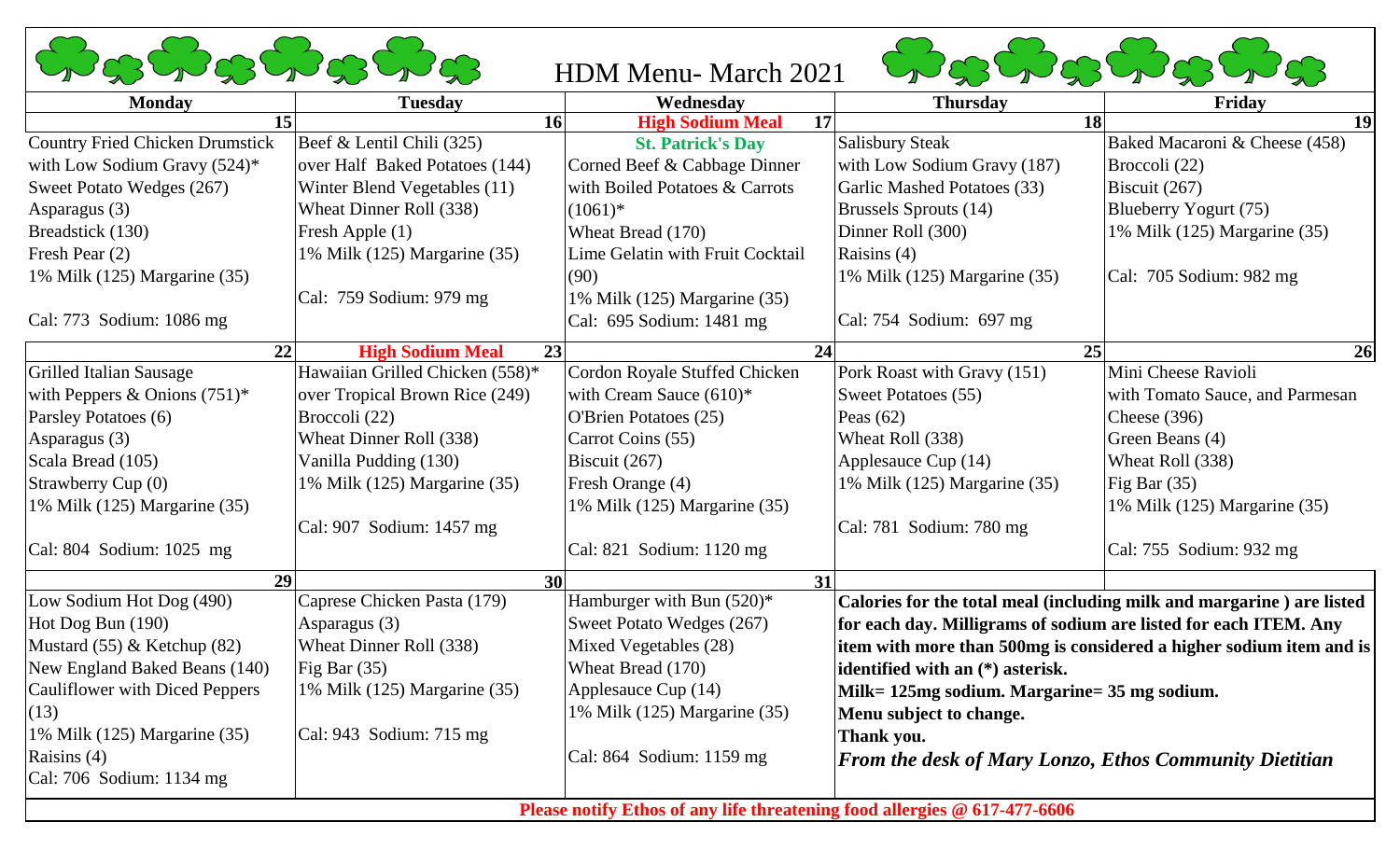# HDM Menu- March 2021

| Monday | Tuesday | Wednesday | Thursday | Friday |
|---|---|---|---|---|
| 15 | 16 | **High Sodium Meal** 17 | 18 | 19 |
| Country Fried Chicken Drumstick with Low Sodium Gravy (524)*<br>Sweet Potato Wedges (267)<br>Asparagus (3)<br>Breadstick (130)<br>Fresh Pear (2)<br>1% Milk (125) Margarine (35)<br><br>Cal: 773 Sodium: 1086 mg | Beef & Lentil Chili (325)<br>over Half Baked Potatoes (144)<br>Winter Blend Vegetables (11)<br>Wheat Dinner Roll (338)<br>Fresh Apple (1)<br>1% Milk (125) Margarine (35)<br><br>Cal: 759 Sodium: 979 mg | **St. Patrick's Day**<br>Corned Beef & Cabbage Dinner with Boiled Potatoes & Carrots (1061)*<br>Wheat Bread (170)<br>Lime Gelatin with Fruit Cocktail (90)<br>1% Milk (125) Margarine (35)<br>Cal: 695 Sodium: 1481 mg | Salisbury Steak with Low Sodium Gravy (187)<br>Garlic Mashed Potatoes (33)<br>Brussels Sprouts (14)<br>Dinner Roll (300)<br>Raisins (4)<br>1% Milk (125) Margarine (35)<br><br>Cal: 754 Sodium: 697 mg | Baked Macaroni & Cheese (458)<br>Broccoli (22)<br>Biscuit (267)<br>Blueberry Yogurt (75)<br>1% Milk (125) Margarine (35)<br><br>Cal: 705 Sodium: 982 mg |
| 22 | **High Sodium Meal** 23 | 24 | 25 | 26 |
| Grilled Italian Sausage with Peppers & Onions (751)*<br>Parsley Potatoes (6)<br>Asparagus (3)<br>Scala Bread (105)<br>Strawberry Cup (0)<br>1% Milk (125) Margarine (35)<br><br>Cal: 804 Sodium: 1025 mg | Hawaiian Grilled Chicken (558)*<br>over Tropical Brown Rice (249)<br>Broccoli (22)<br>Wheat Dinner Roll (338)<br>Vanilla Pudding (130)<br>1% Milk (125) Margarine (35)<br><br>Cal: 907 Sodium: 1457 mg | Cordon Royale Stuffed Chicken with Cream Sauce (610)*<br>O'Brien Potatoes (25)<br>Carrot Coins (55)<br>Biscuit (267)<br>Fresh Orange (4)<br>1% Milk (125) Margarine (35)<br><br>Cal: 821 Sodium: 1120 mg | Pork Roast with Gravy (151)<br>Sweet Potatoes (55)<br>Peas (62)<br>Wheat Roll (338)<br>Applesauce Cup (14)<br>1% Milk (125) Margarine (35)<br><br>Cal: 781 Sodium: 780 mg | Mini Cheese Ravioli with Tomato Sauce, and Parmesan Cheese (396)<br>Green Beans (4)<br>Wheat Roll (338)<br>Fig Bar (35)<br>1% Milk (125) Margarine (35)<br><br>Cal: 755 Sodium: 932 mg |
| 29 | 30 | 31 | | |
| Low Sodium Hot Dog (490)<br>Hot Dog Bun (190)<br>Mustard (55) & Ketchup (82)<br>New England Baked Beans (140)<br>Cauliflower with Diced Peppers (13)<br>1% Milk (125) Margarine (35)<br>Raisins (4)<br>Cal: 706 Sodium: 1134 mg | Caprese Chicken Pasta (179)<br>Asparagus (3)<br>Wheat Dinner Roll (338)<br>Fig Bar (35)<br>1% Milk (125) Margarine (35)<br><br>Cal: 943 Sodium: 715 mg | Hamburger with Bun (520)*<br>Sweet Potato Wedges (267)<br>Mixed Vegetables (28)<br>Wheat Bread (170)<br>Applesauce Cup (14)<br>1% Milk (125) Margarine (35)<br><br>Cal: 864 Sodium: 1159 mg | **Calories for the total meal (including milk and margarine ) are listed for each day. Milligrams of sodium are listed for each ITEM. Any item with more than 500mg is considered a higher sodium item and is identified with an (*) asterisk.**<br>**Milk= 125mg sodium. Margarine= 35 mg sodium.**<br>**Menu subject to change.**<br>**Thank you.**<br>***From the desk of Mary Lonzo, Ethos Community Dietitian*** | |

**Please notify Ethos of any life threatening food allergies @ 617-477-6606**